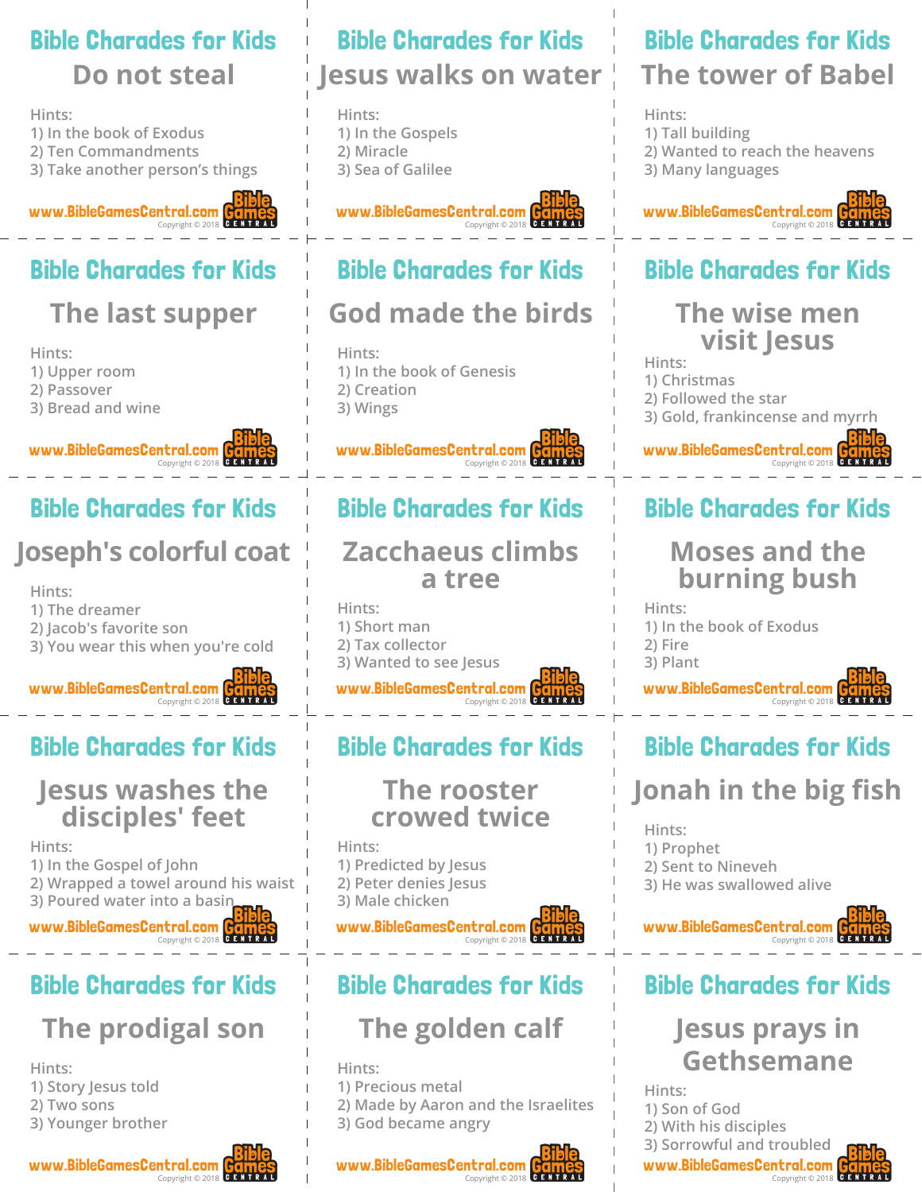## Bible Charades for Kids

### Do not steal

Hints:
1) In the book of Exodus
2) Ten Commandments
3) Take another person's things

www.BibleGamesCentral.com Copyright © 2018

## Bible Charades for Kids

### Jesus walks on water

Hints:
1) In the Gospels
2) Miracle
3) Sea of Galilee

www.BibleGamesCentral.com Copyright © 2018

## Bible Charades for Kids

### The tower of Babel

Hints:
1) Tall building
2) Wanted to reach the heavens
3) Many languages

www.BibleGamesCentral.com Copyright © 2018

## Bible Charades for Kids

### The last supper

Hints:
1) Upper room
2) Passover
3) Bread and wine

www.BibleGamesCentral.com Copyright © 2018

## Bible Charades for Kids

### God made the birds

Hints:
1) In the book of Genesis
2) Creation
3) Wings

www.BibleGamesCentral.com Copyright © 2018

## Bible Charades for Kids

### The wise men visit Jesus

Hints:
1) Christmas
2) Followed the star
3) Gold, frankincense and myrrh

www.BibleGamesCentral.com Copyright © 2018

## Bible Charades for Kids

### Joseph's colorful coat

Hints:
1) The dreamer
2) Jacob's favorite son
3) You wear this when you're cold

www.BibleGamesCentral.com Copyright © 2018

## Bible Charades for Kids

### Zacchaeus climbs a tree

Hints:
1) Short man
2) Tax collector
3) Wanted to see Jesus

www.BibleGamesCentral.com Copyright © 2018

## Bible Charades for Kids

### Moses and the burning bush

Hints:
1) In the book of Exodus
2) Fire
3) Plant

www.BibleGamesCentral.com Copyright © 2018

## Bible Charades for Kids

### Jesus washes the disciples' feet

Hints:
1) In the Gospel of John
2) Wrapped a towel around his waist
3) Poured water into a basin

www.BibleGamesCentral.com Copyright © 2018

## Bible Charades for Kids

### The rooster crowed twice

Hints:
1) Predicted by Jesus
2) Peter denies Jesus
3) Male chicken

www.BibleGamesCentral.com Copyright © 2018

## Bible Charades for Kids

### Jonah in the big fish

Hints:
1) Prophet
2) Sent to Nineveh
3) He was swallowed alive

www.BibleGamesCentral.com Copyright © 2018

## Bible Charades for Kids

### The prodigal son

Hints:
1) Story Jesus told
2) Two sons
3) Younger brother

www.BibleGamesCentral.com Copyright © 2018

## Bible Charades for Kids

### The golden calf

Hints:
1) Precious metal
2) Made by Aaron and the Israelites
3) God became angry

www.BibleGamesCentral.com Copyright © 2018

## Bible Charades for Kids

### Jesus prays in Gethsemane

Hints:
1) Son of God
2) With his disciples
3) Sorrowful and troubled

www.BibleGamesCentral.com Copyright © 2018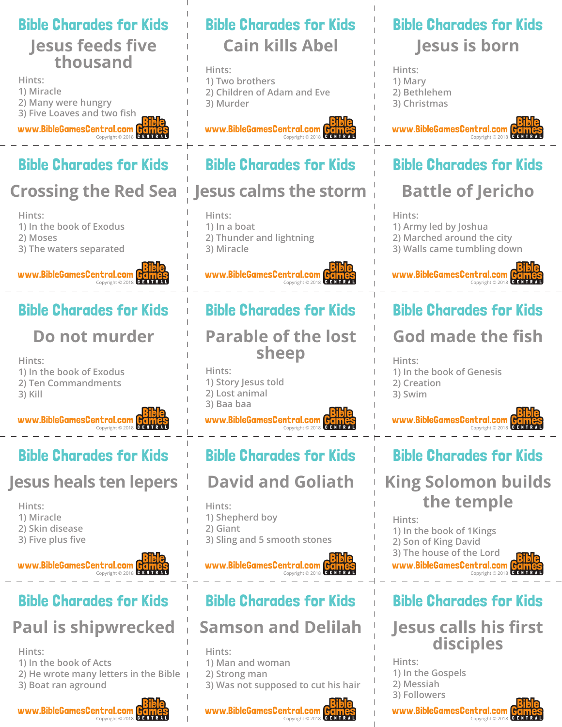## Bible Charades for Kids

### Jesus feeds five thousand

Hints:
1) Miracle
2) Many were hungry
3) Five Loaves and two fish

www.BibleGamesCentral.com
Copyright © 2018

## Bible Charades for Kids

### Cain kills Abel

Hints:
1) Two brothers
2) Children of Adam and Eve
3) Murder

www.BibleGamesCentral.com
Copyright © 2018

## Bible Charades for Kids

### Jesus is born

Hints:
1) Mary
2) Bethlehem
3) Christmas

www.BibleGamesCentral.com
Copyright © 2018

## Bible Charades for Kids

### Crossing the Red Sea

Hints:
1) In the book of Exodus
2) Moses
3) The waters separated

www.BibleGamesCentral.com
Copyright © 2018

## Bible Charades for Kids

### Jesus calms the storm

Hints:
1) In a boat
2) Thunder and lightning
3) Miracle

www.BibleGamesCentral.com
Copyright © 2018

## Bible Charades for Kids

### Battle of Jericho

Hints:
1) Army led by Joshua
2) Marched around the city
3) Walls came tumbling down

www.BibleGamesCentral.com
Copyright © 2018

## Bible Charades for Kids

### Do not murder

Hints:
1) In the book of Exodus
2) Ten Commandments
3) Kill

www.BibleGamesCentral.com
Copyright © 2018

## Bible Charades for Kids

### Parable of the lost sheep

Hints:
1) Story Jesus told
2) Lost animal
3) Baa baa

www.BibleGamesCentral.com
Copyright © 2018

## Bible Charades for Kids

### God made the fish

Hints:
1) In the book of Genesis
2) Creation
3) Swim

www.BibleGamesCentral.com
Copyright © 2018

## Bible Charades for Kids

### Jesus heals ten lepers

Hints:
1) Miracle
2) Skin disease
3) Five plus five

www.BibleGamesCentral.com
Copyright © 2018

## Bible Charades for Kids

### David and Goliath

Hints:
1) Shepherd boy
2) Giant
3) Sling and 5 smooth stones

www.BibleGamesCentral.com
Copyright © 2018

## Bible Charades for Kids

### King Solomon builds the temple

Hints:
1) In the book of 1Kings
2) Son of King David
3) The house of the Lord

www.BibleGamesCentral.com
Copyright © 2018

## Bible Charades for Kids

### Paul is shipwrecked

Hints:
1) In the book of Acts
2) He wrote many letters in the Bible
3) Boat ran aground

www.BibleGamesCentral.com
Copyright © 2018

## Bible Charades for Kids

### Samson and Delilah

Hints:
1) Man and woman
2) Strong man
3) Was not supposed to cut his hair

www.BibleGamesCentral.com
Copyright © 2018

## Bible Charades for Kids

### Jesus calls his first disciples

Hints:
1) In the Gospels
2) Messiah
3) Followers

www.BibleGamesCentral.com
Copyright © 2018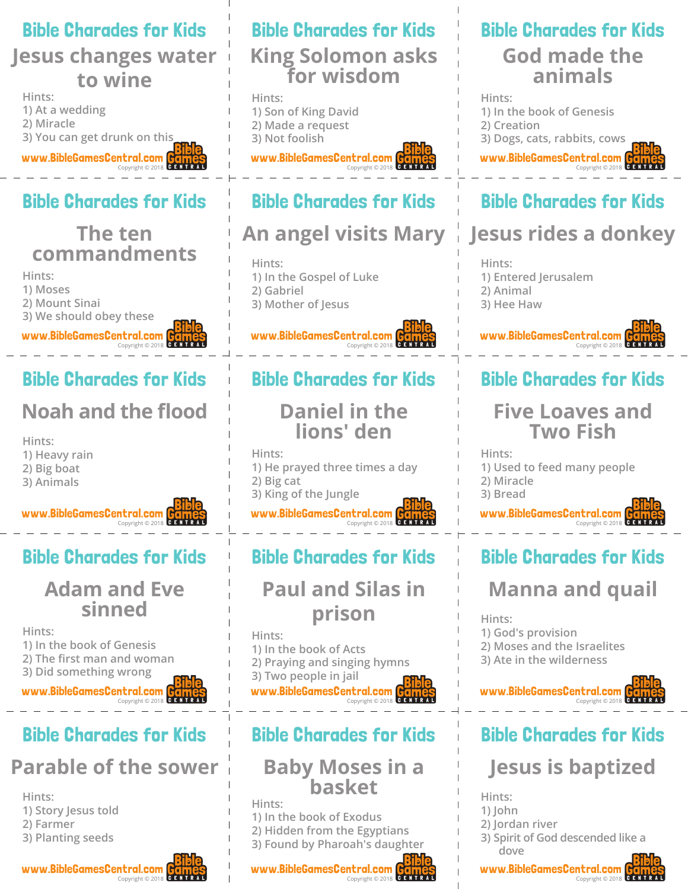## Bible Charades for Kids

### Jesus changes water to wine

Hints:
1) At a wedding
2) Miracle
3) You can get drunk on this

www.BibleGamesCentral.com

Copyright © 2018

## Bible Charades for Kids

### King Solomon asks for wisdom

Hints:
1) Son of King David
2) Made a request
3) Not foolish

www.BibleGamesCentral.com

Copyright © 2018

## Bible Charades for Kids

### God made the animals

Hints:
1) In the book of Genesis
2) Creation
3) Dogs, cats, rabbits, cows

www.BibleGamesCentral.com

Copyright © 2018

## Bible Charades for Kids

### The ten commandments

Hints:
1) Moses
2) Mount Sinai
3) We should obey these

www.BibleGamesCentral.com

Copyright © 2018

## Bible Charades for Kids

### An angel visits Mary

Hints:
1) In the Gospel of Luke
2) Gabriel
3) Mother of Jesus

www.BibleGamesCentral.com

Copyright © 2018

## Bible Charades for Kids

### Jesus rides a donkey

Hints:
1) Entered Jerusalem
2) Animal
3) Hee Haw

www.BibleGamesCentral.com

Copyright © 2018

## Bible Charades for Kids

### Noah and the flood

Hints:
1) Heavy rain
2) Big boat
3) Animals

www.BibleGamesCentral.com

Copyright © 2018

## Bible Charades for Kids

### Daniel in the lions' den

Hints:
1) He prayed three times a day
2) Big cat
3) King of the Jungle

www.BibleGamesCentral.com

Copyright © 2018

## Bible Charades for Kids

### Five Loaves and Two Fish

Hints:
1) Used to feed many people
2) Miracle
3) Bread

www.BibleGamesCentral.com

Copyright © 2018

## Bible Charades for Kids

### Adam and Eve sinned

Hints:
1) In the book of Genesis
2) The first man and woman
3) Did something wrong

www.BibleGamesCentral.com

Copyright © 2018

## Bible Charades for Kids

### Paul and Silas in prison

Hints:
1) In the book of Acts
2) Praying and singing hymns
3) Two people in jail

www.BibleGamesCentral.com

Copyright © 2018

## Bible Charades for Kids

### Manna and quail

Hints:
1) God's provision
2) Moses and the Israelites
3) Ate in the wilderness

www.BibleGamesCentral.com

Copyright © 2018

## Bible Charades for Kids

### Parable of the sower

Hints:
1) Story Jesus told
2) Farmer
3) Planting seeds

www.BibleGamesCentral.com

Copyright © 2018

## Bible Charades for Kids

### Baby Moses in a basket

Hints:
1) In the book of Exodus
2) Hidden from the Egyptians
3) Found by Pharoah's daughter

www.BibleGamesCentral.com

Copyright © 2018

## Bible Charades for Kids

### Jesus is baptized

Hints:
1) John
2) Jordan river
3) Spirit of God descended like a dove

www.BibleGamesCentral.com

Copyright © 2018